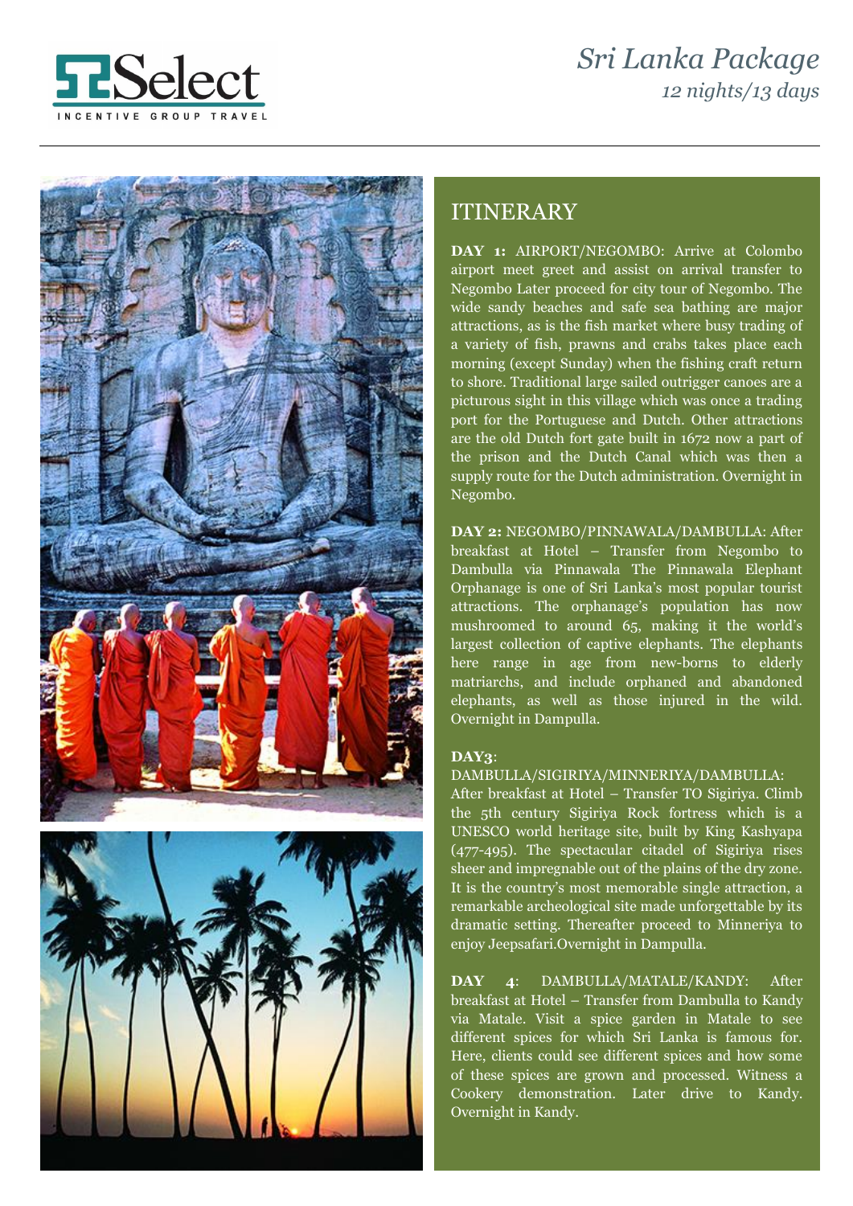Select
INCENTIVE GROUP TRAVEL

# *Sri Lanka Package*

*12 nights/13 days*

## ITINERARY

**DAY 1:** AIRPORT/NEGOMBO: Arrive at Colombo airport meet greet and assist on arrival transfer to Negombo Later proceed for city tour of Negombo. The wide sandy beaches and safe sea bathing are major attractions, as is the fish market where busy trading of a variety of fish, prawns and crabs takes place each morning (except Sunday) when the fishing craft return to shore. Traditional large sailed outrigger canoes are a picturous sight in this village which was once a trading port for the Portuguese and Dutch. Other attractions are the old Dutch fort gate built in 1672 now a part of the prison and the Dutch Canal which was then a supply route for the Dutch administration. Overnight in Negombo.

**DAY 2:** NEGOMBO/PINNAWALA/DAMBULLA: After breakfast at Hotel – Transfer from Negombo to Dambulla via Pinnawala The Pinnawala Elephant Orphanage is one of Sri Lanka's most popular tourist attractions. The orphanage's population has now mushroomed to around 65, making it the world's largest collection of captive elephants. The elephants here range in age from new-borns to elderly matriarchs, and include orphaned and abandoned elephants, as well as those injured in the wild. Overnight in Dampulla.

**DAY3**: DAMBULLA/SIGIRIYA/MINNERIYA/DAMBULLA: After breakfast at Hotel – Transfer TO Sigiriya. Climb the 5th century Sigiriya Rock fortress which is a UNESCO world heritage site, built by King Kashyapa (477-495). The spectacular citadel of Sigiriya rises sheer and impregnable out of the plains of the dry zone. It is the country's most memorable single attraction, a remarkable archeological site made unforgettable by its dramatic setting. Thereafter proceed to Minneriya to enjoy Jeepsafari.Overnight in Dampulla.

**DAY 4**: DAMBULLA/MATALE/KANDY: After breakfast at Hotel – Transfer from Dambulla to Kandy via Matale. Visit a spice garden in Matale to see different spices for which Sri Lanka is famous for. Here, clients could see different spices and how some of these spices are grown and processed. Witness a Cookery demonstration. Later drive to Kandy. Overnight in Kandy.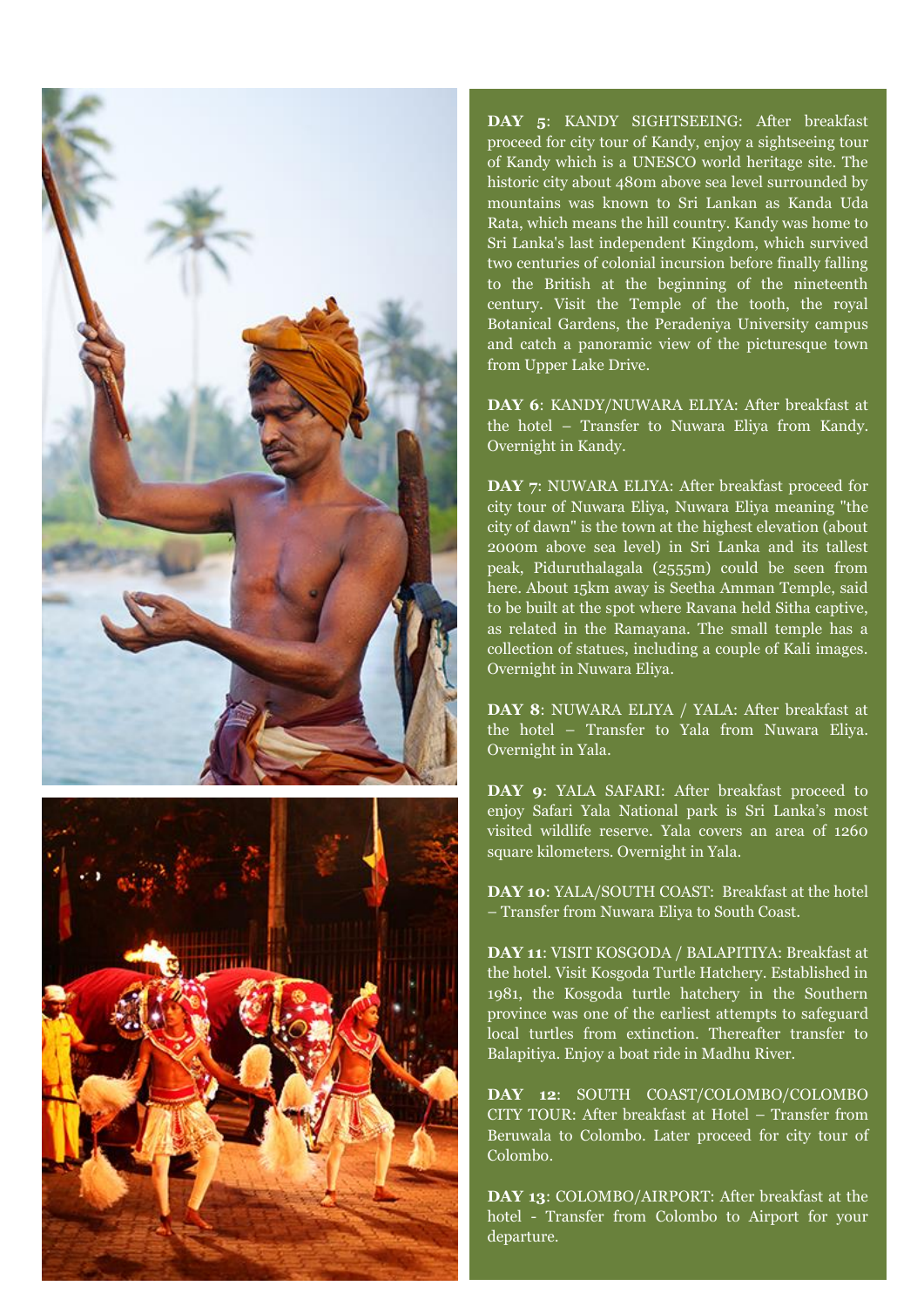**DAY 5**: KANDY SIGHTSEEING: After breakfast proceed for city tour of Kandy, enjoy a sightseeing tour of Kandy which is a UNESCO world heritage site. The historic city about 480m above sea level surrounded by mountains was known to Sri Lankan as Kanda Uda Rata, which means the hill country. Kandy was home to Sri Lanka's last independent Kingdom, which survived two centuries of colonial incursion before finally falling to the British at the beginning of the nineteenth century. Visit the Temple of the tooth, the royal Botanical Gardens, the Peradeniya University campus and catch a panoramic view of the picturesque town from Upper Lake Drive.

**DAY 6**: KANDY/NUWARA ELIYA: After breakfast at the hotel – Transfer to Nuwara Eliya from Kandy. Overnight in Kandy.

**DAY 7**: NUWARA ELIYA: After breakfast proceed for city tour of Nuwara Eliya, Nuwara Eliya meaning "the city of dawn" is the town at the highest elevation (about 2000m above sea level) in Sri Lanka and its tallest peak, Piduruthalagala (2555m) could be seen from here. About 15km away is Seetha Amman Temple, said to be built at the spot where Ravana held Sitha captive, as related in the Ramayana. The small temple has a collection of statues, including a couple of Kali images. Overnight in Nuwara Eliya.

**DAY 8**: NUWARA ELIYA / YALA: After breakfast at the hotel – Transfer to Yala from Nuwara Eliya. Overnight in Yala.

**DAY 9**: YALA SAFARI: After breakfast proceed to enjoy Safari Yala National park is Sri Lanka's most visited wildlife reserve. Yala covers an area of 1260 square kilometers. Overnight in Yala.

**DAY 10**: YALA/SOUTH COAST: Breakfast at the hotel – Transfer from Nuwara Eliya to South Coast.

**DAY 11**: VISIT KOSGODA / BALAPITIYA: Breakfast at the hotel. Visit Kosgoda Turtle Hatchery. Established in 1981, the Kosgoda turtle hatchery in the Southern province was one of the earliest attempts to safeguard local turtles from extinction. Thereafter transfer to Balapitiya. Enjoy a boat ride in Madhu River.

**DAY 12**: SOUTH COAST/COLOMBO/COLOMBO CITY TOUR: After breakfast at Hotel – Transfer from Beruwala to Colombo. Later proceed for city tour of Colombo.

**DAY 13**: COLOMBO/AIRPORT: After breakfast at the hotel - Transfer from Colombo to Airport for your departure.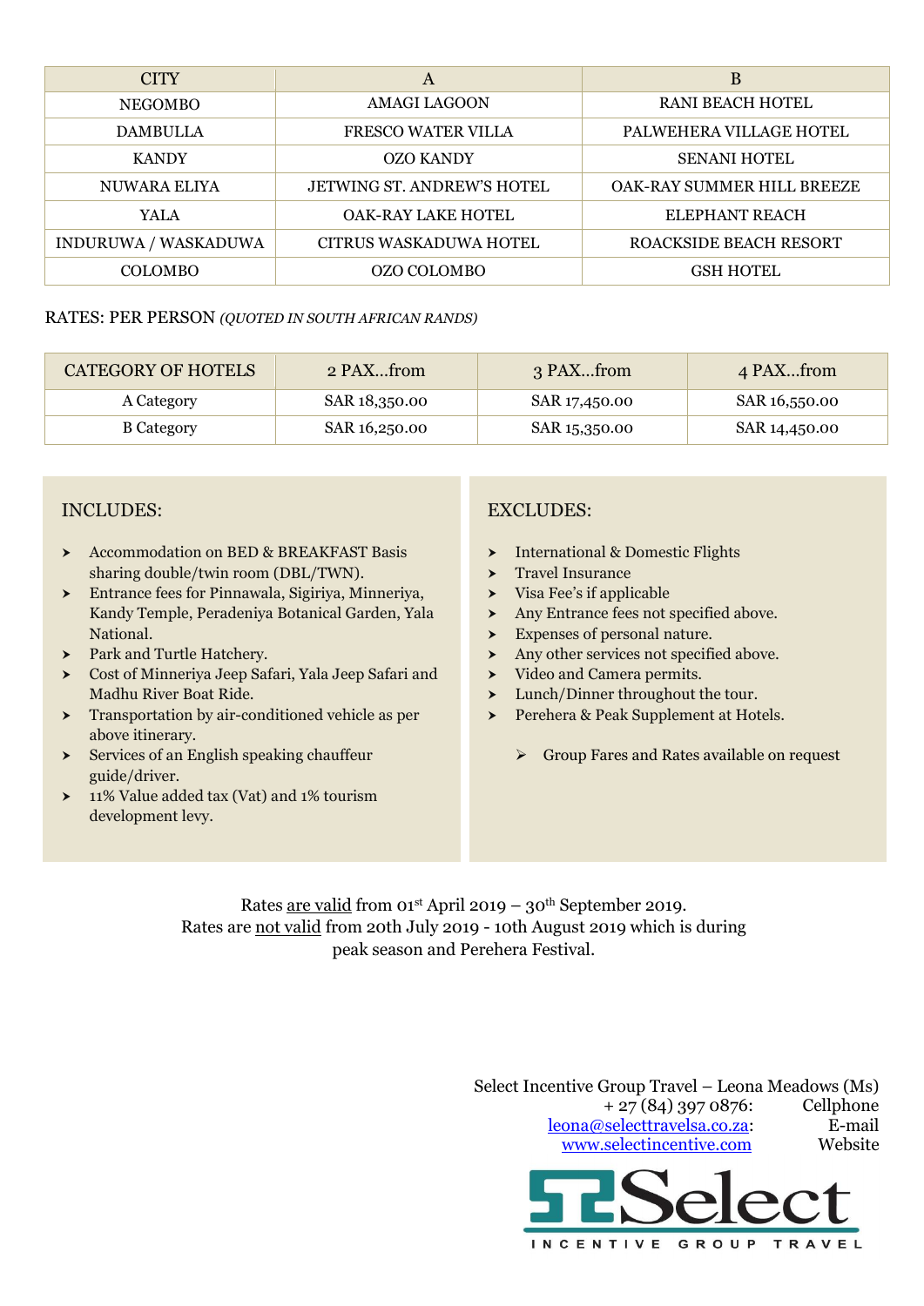| CITY | A | B |
|---|---|---|
| NEGOMBO | AMAGI LAGOON | RANI BEACH HOTEL |
| DAMBULLA | FRESCO WATER VILLA | PALWEHERA VILLAGE HOTEL |
| KANDY | OZO KANDY | SENANI HOTEL |
| NUWARA ELIYA | JETWING ST. ANDREW'S HOTEL | OAK-RAY SUMMER HILL BREEZE |
| YALA | OAK-RAY LAKE HOTEL | ELEPHANT REACH |
| INDURUWA / WASKADUWA | CITRUS WASKADUWA HOTEL | ROACKSIDE BEACH RESORT |
| COLOMBO | OZO COLOMBO | GSH HOTEL |

RATES: PER PERSON *(QUOTED IN SOUTH AFRICAN RANDS)*

| CATEGORY OF HOTELS | 2 PAX…from | 3 PAX…from | 4 PAX…from |
|---|---|---|---|
| A Category | SAR 18,350.00 | SAR 17,450.00 | SAR 16,550.00 |
| B Category | SAR 16,250.00 | SAR 15,350.00 | SAR 14,450.00 |

## INCLUDES:

- Accommodation on BED & BREAKFAST Basis sharing double/twin room (DBL/TWN).
- Entrance fees for Pinnawala, Sigiriya, Minneriya, Kandy Temple, Peradeniya Botanical Garden, Yala National.
- Park and Turtle Hatchery.
- Cost of Minneriya Jeep Safari, Yala Jeep Safari and Madhu River Boat Ride.
- Transportation by air-conditioned vehicle as per above itinerary.
- Services of an English speaking chauffeur guide/driver.
- 11% Value added tax (Vat) and 1% tourism development levy.

## EXCLUDES:

- International & Domestic Flights
- Travel Insurance
- Visa Fee's if applicable
- Any Entrance fees not specified above.
- Expenses of personal nature.
- Any other services not specified above.
- Video and Camera permits.
- Lunch/Dinner throughout the tour.
- Perehera & Peak Supplement at Hotels.

  - Group Fares and Rates available on request

Rates are valid from 01st April 2019 – 30th September 2019.
Rates are not valid from 20th July 2019 - 10th August 2019 which is during peak season and Perehera Festival.

Select Incentive Group Travel – Leona Meadows (Ms)
+ 27 (84) 397 0876: Cellphone
leona@selecttravelsa.co.za: E-mail
www.selectincentive.com Website

Select
INCENTIVE GROUP TRAVEL